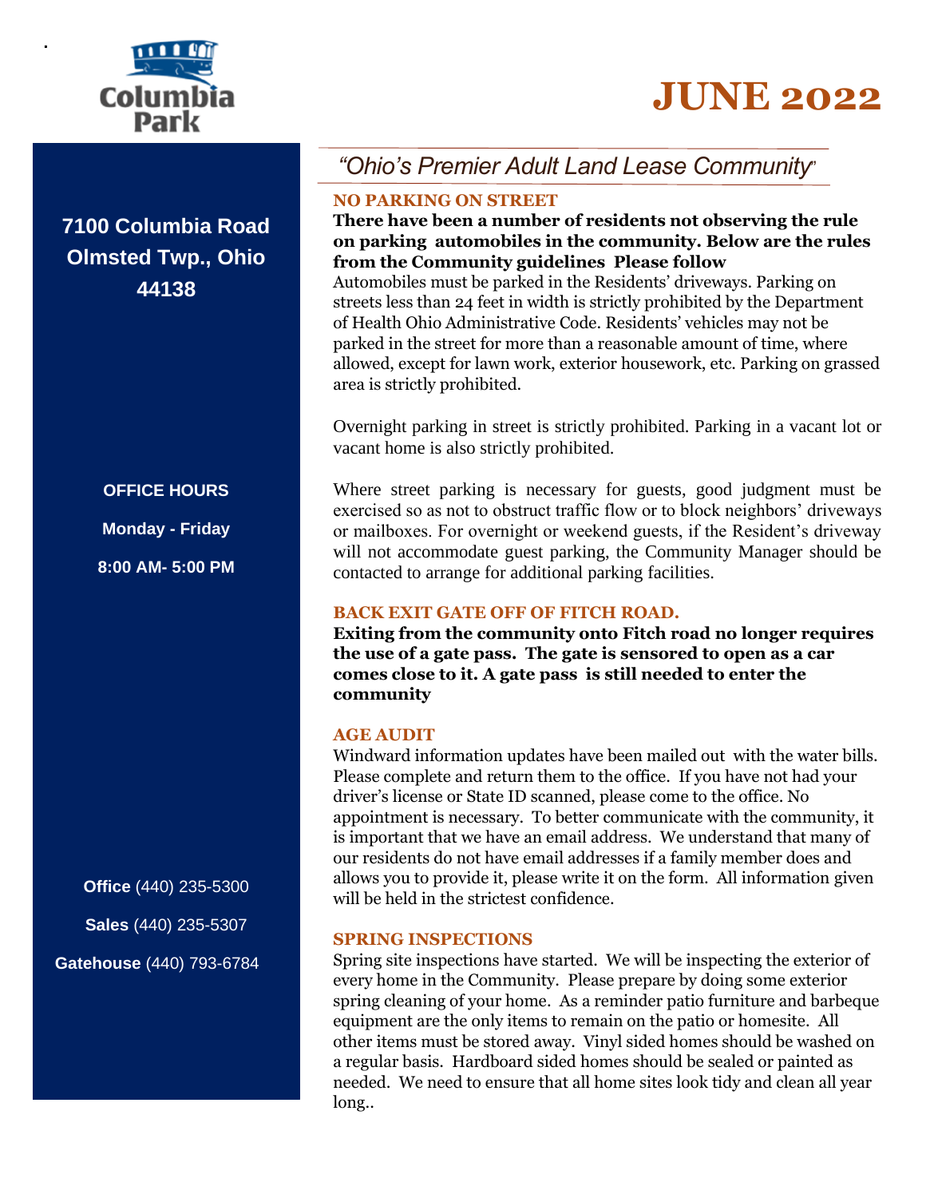Columbia Park

# JUNE 2022

*"Ohio's Premier Adult Land Lease Community"*

**7100 Columbia Road**
**Olmsted Twp., Ohio**
**44138**

**OFFICE HOURS**

**Monday - Friday**

**8:00 AM- 5:00 PM**

**Office** (440) 235-5300

**Sales** (440) 235-5307

**Gatehouse** (440) 793-6784

## NO PARKING ON STREET

**There have been a number of residents not observing the rule on parking automobiles in the community. Below are the rules from the Community guidelines Please follow**

Automobiles must be parked in the Residents' driveways. Parking on streets less than 24 feet in width is strictly prohibited by the Department of Health Ohio Administrative Code. Residents' vehicles may not be parked in the street for more than a reasonable amount of time, where allowed, except for lawn work, exterior housework, etc. Parking on grassed area is strictly prohibited.

Overnight parking in street is strictly prohibited. Parking in a vacant lot or vacant home is also strictly prohibited.

Where street parking is necessary for guests, good judgment must be exercised so as not to obstruct traffic flow or to block neighbors' driveways or mailboxes. For overnight or weekend guests, if the Resident's driveway will not accommodate guest parking, the Community Manager should be contacted to arrange for additional parking facilities.

## BACK EXIT GATE OFF OF FITCH ROAD.

**Exiting from the community onto Fitch road no longer requires the use of a gate pass. The gate is sensored to open as a car comes close to it. A gate pass is still needed to enter the community**

## AGE AUDIT

Windward information updates have been mailed out with the water bills. Please complete and return them to the office. If you have not had your driver's license or State ID scanned, please come to the office. No appointment is necessary. To better communicate with the community, it is important that we have an email address. We understand that many of our residents do not have email addresses if a family member does and allows you to provide it, please write it on the form. All information given will be held in the strictest confidence.

## SPRING INSPECTIONS

Spring site inspections have started. We will be inspecting the exterior of every home in the Community. Please prepare by doing some exterior spring cleaning of your home. As a reminder patio furniture and barbeque equipment are the only items to remain on the patio or homesite. All other items must be stored away. Vinyl sided homes should be washed on a regular basis. Hardboard sided homes should be sealed or painted as needed. We need to ensure that all home sites look tidy and clean all year long..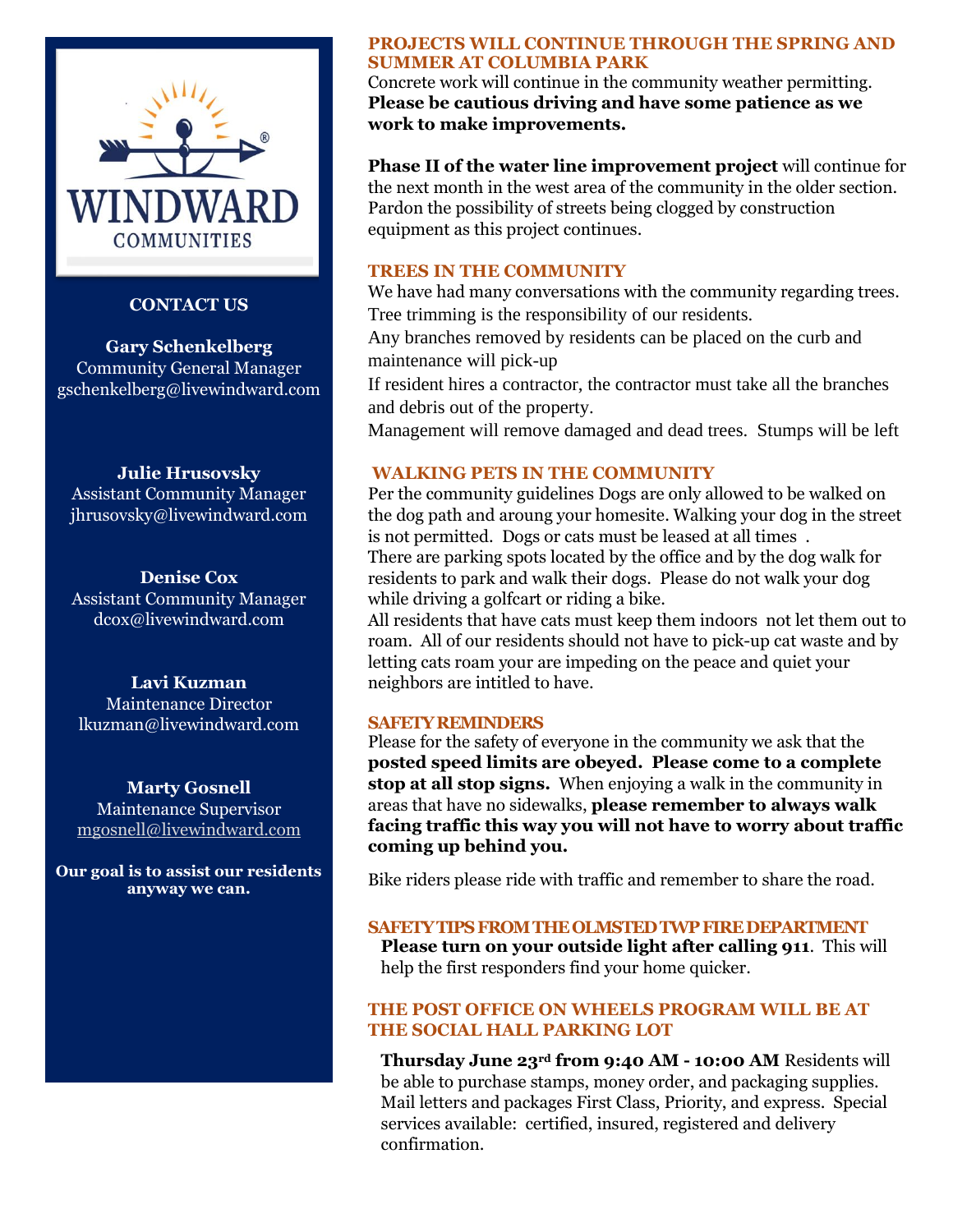**CONTACT US**

**Gary Schenkelberg**
Community General Manager
gschenkelberg@livewindward.com

**Julie Hrusovsky**
Assistant Community Manager
jhrusovsky@livewindward.com

**Denise Cox**
Assistant Community Manager
dcox@livewindward.com

**Lavi Kuzman**
Maintenance Director
lkuzman@livewindward.com

**Marty Gosnell**
Maintenance Supervisor
mgosnell@livewindward.com

**Our goal is to assist our residents anyway we can.**

## PROJECTS WILL CONTINUE THROUGH THE SPRING AND SUMMER AT COLUMBIA PARK

Concrete work will continue in the community weather permitting. **Please be cautious driving and have some patience as we work to make improvements.**

**Phase II of the water line improvement project** will continue for the next month in the west area of the community in the older section. Pardon the possibility of streets being clogged by construction equipment as this project continues.

## TREES IN THE COMMUNITY

We have had many conversations with the community regarding trees. Tree trimming is the responsibility of our residents.
Any branches removed by residents can be placed on the curb and maintenance will pick-up
If resident hires a contractor, the contractor must take all the branches and debris out of the property.
Management will remove damaged and dead trees. Stumps will be left

## WALKING PETS IN THE COMMUNITY

Per the community guidelines Dogs are only allowed to be walked on the dog path and aroung your homesite. Walking your dog in the street is not permitted. Dogs or cats must be leased at all times .
There are parking spots located by the office and by the dog walk for residents to park and walk their dogs. Please do not walk your dog while driving a golfcart or riding a bike.
All residents that have cats must keep them indoors not let them out to roam. All of our residents should not have to pick-up cat waste and by letting cats roam your are impeding on the peace and quiet your neighbors are intitled to have.

## SAFETY REMINDERS

Please for the safety of everyone in the community we ask that the **posted speed limits are obeyed. Please come to a complete stop at all stop signs.** When enjoying a walk in the community in areas that have no sidewalks, **please remember to always walk facing traffic this way you will not have to worry about traffic coming up behind you.**

Bike riders please ride with traffic and remember to share the road.

## SAFETY TIPS FROM THE OLMSTED TWP FIRE DEPARTMENT

**Please turn on your outside light after calling 911**. This will help the first responders find your home quicker.

## THE POST OFFICE ON WHEELS PROGRAM WILL BE AT THE SOCIAL HALL PARKING LOT

**Thursday June 23rd from 9:40 AM - 10:00 AM** Residents will be able to purchase stamps, money order, and packaging supplies. Mail letters and packages First Class, Priority, and express. Special services available: certified, insured, registered and delivery confirmation.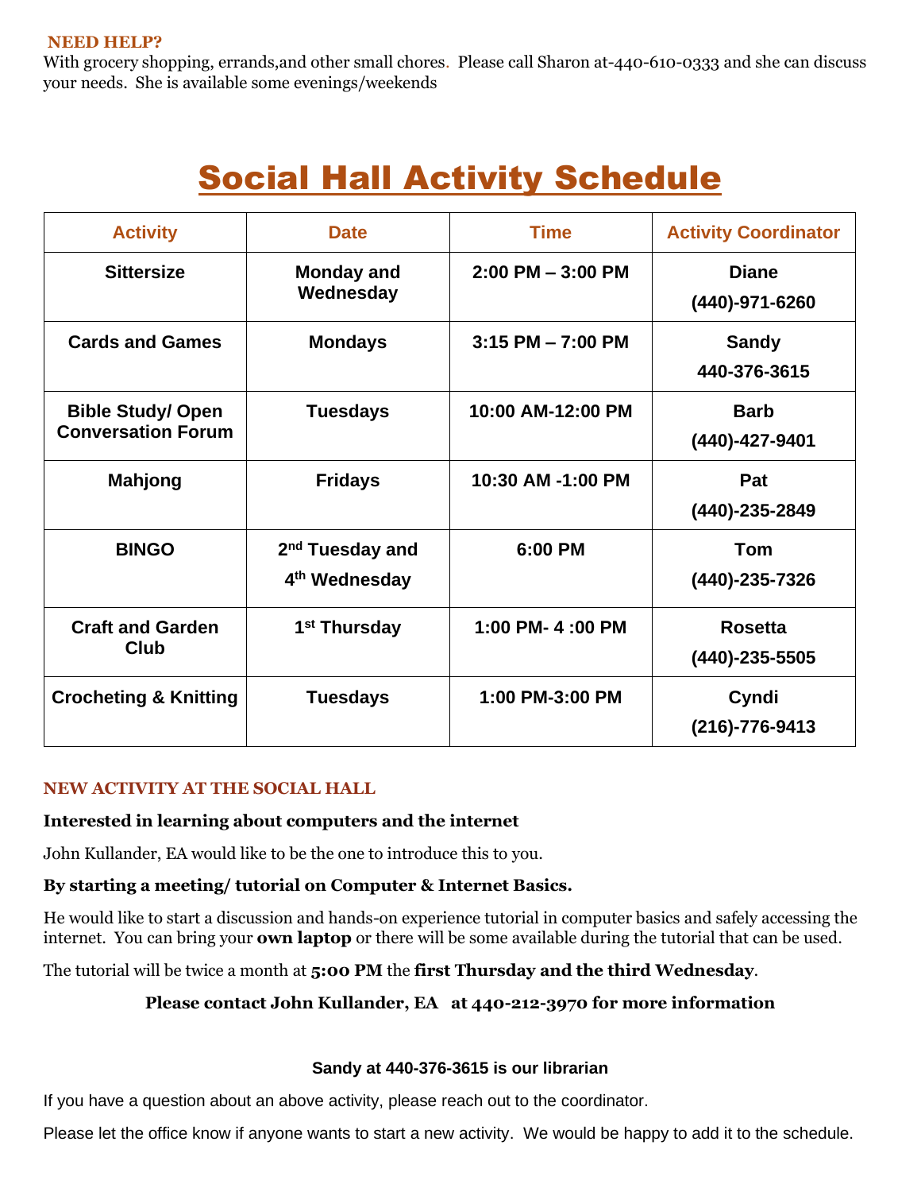**NEED HELP?**

With grocery shopping, errands,and other small chores. Please call Sharon at-440-610-0333 and she can discuss your needs. She is available some evenings/weekends

# Social Hall Activity Schedule

| Activity | Date | Time | Activity Coordinator |
|---|---|---|---|
| **Sittersize** | **Monday and Wednesday** | **2:00 PM – 3:00 PM** | **Diane (440)-971-6260** |
| **Cards and Games** | **Mondays** | **3:15 PM – 7:00 PM** | **Sandy 440-376-3615** |
| **Bible Study/ Open Conversation Forum** | **Tuesdays** | **10:00 AM-12:00 PM** | **Barb (440)-427-9401** |
| **Mahjong** | **Fridays** | **10:30 AM -1:00 PM** | **Pat (440)-235-2849** |
| **BINGO** | **2nd Tuesday and 4th Wednesday** | **6:00 PM** | **Tom (440)-235-7326** |
| **Craft and Garden Club** | **1st Thursday** | **1:00 PM- 4 :00 PM** | **Rosetta (440)-235-5505** |
| **Crocheting & Knitting** | **Tuesdays** | **1:00 PM-3:00 PM** | **Cyndi (216)-776-9413** |

**NEW ACTIVITY AT THE SOCIAL HALL**

**Interested in learning about computers and the internet**

John Kullander, EA would like to be the one to introduce this to you.

**By starting a meeting/ tutorial on Computer & Internet Basics.**

He would like to start a discussion and hands-on experience tutorial in computer basics and safely accessing the internet. You can bring your **own laptop** or there will be some available during the tutorial that can be used.

The tutorial will be twice a month at **5:00 PM** the **first Thursday and the third Wednesday**.

**Please contact John Kullander, EA at 440-212-3970 for more information**

**Sandy at 440-376-3615 is our librarian**

If you have a question about an above activity, please reach out to the coordinator.

Please let the office know if anyone wants to start a new activity. We would be happy to add it to the schedule.